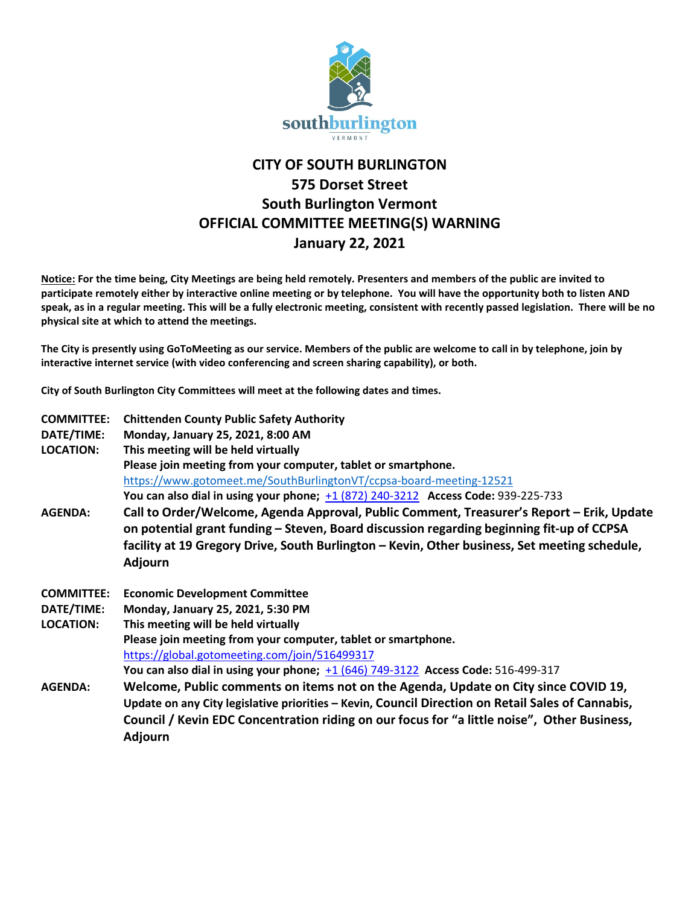# CITY OF SOUTH BURLINGTON
## 575 Dorset Street
## South Burlington Vermont
## OFFICIAL COMMITTEE MEETING(S) WARNING
## January 22, 2021

**Notice: For the time being, City Meetings are being held remotely. Presenters and members of the public are invited to participate remotely either by interactive online meeting or by telephone. You will have the opportunity both to listen AND speak, as in a regular meeting. This will be a fully electronic meeting, consistent with recently passed legislation. There will be no physical site at which to attend the meetings.**

**The City is presently using GoToMeeting as our service. Members of the public are welcome to call in by telephone, join by interactive internet service (with video conferencing and screen sharing capability), or both.**

**City of South Burlington City Committees will meet at the following dates and times.**

**COMMITTEE:** **Chittenden County Public Safety Authority**
**DATE/TIME:** **Monday, January 25, 2021, 8:00 AM**
**LOCATION:** **This meeting will be held virtually**
**Please join meeting from your computer, tablet or smartphone.**
https://www.gotomeet.me/SouthBurlingtonVT/ccpsa-board-meeting-12521
**You can also dial in using your phone;** +1 (872) 240-3212 **Access Code:** 939-225-733
**AGENDA:** **Call to Order/Welcome, Agenda Approval, Public Comment, Treasurer's Report – Erik, Update on potential grant funding – Steven, Board discussion regarding beginning fit-up of CCPSA facility at 19 Gregory Drive, South Burlington – Kevin, Other business, Set meeting schedule, Adjourn**

**COMMITTEE:** **Economic Development Committee**
**DATE/TIME:** **Monday, January 25, 2021, 5:30 PM**
**LOCATION:** **This meeting will be held virtually**
**Please join meeting from your computer, tablet or smartphone.**
https://global.gotomeeting.com/join/516499317
**You can also dial in using your phone;** +1 (646) 749-3122 **Access Code:** 516-499-317
**AGENDA:** **Welcome, Public comments on items not on the Agenda, Update on City since COVID 19, Update on any City legislative priorities – Kevin, Council Direction on Retail Sales of Cannabis, Council / Kevin EDC Concentration riding on our focus for "a little noise", Other Business, Adjourn**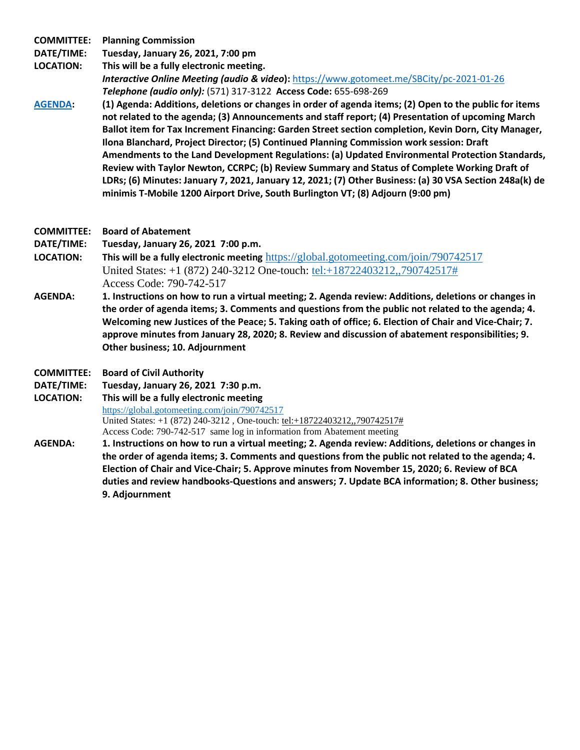**COMMITTEE:** **Planning Commission**
**DATE/TIME:** **Tuesday, January 26, 2021, 7:00 pm**
**LOCATION:** **This will be a fully electronic meeting.**
***Interactive Online Meeting (audio & video)*****:** https://www.gotomeet.me/SBCity/pc-2021-01-26
***Telephone (audio only):*** (571) 317-3122 **Access Code:** 655-698-269
**AGENDA:** **(1) Agenda: Additions, deletions or changes in order of agenda items; (2) Open to the public for items not related to the agenda; (3) Announcements and staff report; (4) Presentation of upcoming March Ballot item for Tax Increment Financing: Garden Street section completion, Kevin Dorn, City Manager, Ilona Blanchard, Project Director; (5) Continued Planning Commission work session: Draft Amendments to the Land Development Regulations: (a) Updated Environmental Protection Standards, Review with Taylor Newton, CCRPC; (b) Review Summary and Status of Complete Working Draft of LDRs; (6) Minutes: January 7, 2021, January 12, 2021; (7) Other Business: (a) 30 VSA Section 248a(k) de minimis T-Mobile 1200 Airport Drive, South Burlington VT; (8) Adjourn (9:00 pm)**

**COMMITTEE:** **Board of Abatement**
**DATE/TIME:** **Tuesday, January 26, 2021 7:00 p.m.**
**LOCATION:** **This will be a fully electronic meeting** https://global.gotomeeting.com/join/790742517
United States: +1 (872) 240-3212 One-touch: tel:+18722403212,,790742517#
Access Code: 790-742-517
**AGENDA:** **1. Instructions on how to run a virtual meeting; 2. Agenda review: Additions, deletions or changes in the order of agenda items; 3. Comments and questions from the public not related to the agenda; 4. Welcoming new Justices of the Peace; 5. Taking oath of office; 6. Election of Chair and Vice-Chair; 7. approve minutes from January 28, 2020; 8. Review and discussion of abatement responsibilities; 9. Other business; 10. Adjournment**

**COMMITTEE:** **Board of Civil Authority**
**DATE/TIME:** **Tuesday, January 26, 2021 7:30 p.m.**
**LOCATION:** **This will be a fully electronic meeting**
https://global.gotomeeting.com/join/790742517
United States: +1 (872) 240-3212 , One-touch: tel:+18722403212,,790742517#
Access Code: 790-742-517 same log in information from Abatement meeting
**AGENDA:** **1. Instructions on how to run a virtual meeting; 2. Agenda review: Additions, deletions or changes in the order of agenda items; 3. Comments and questions from the public not related to the agenda; 4. Election of Chair and Vice-Chair; 5. Approve minutes from November 15, 2020; 6. Review of BCA duties and review handbooks-Questions and answers; 7. Update BCA information; 8. Other business; 9. Adjournment**